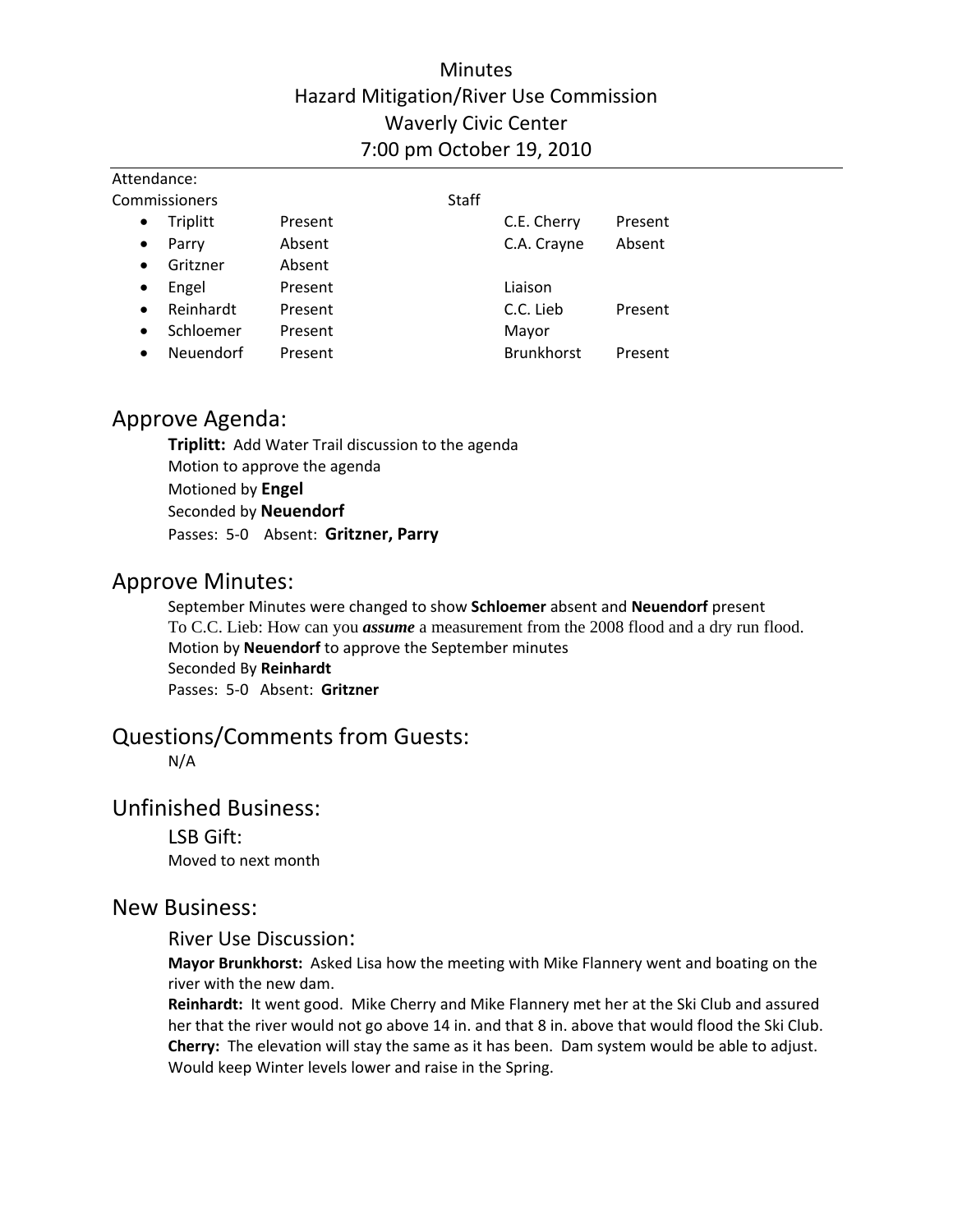# Minutes
## Hazard Mitigation/River Use Commission
## Waverly Civic Center
## 7:00 pm October 19, 2010

---

Attendance:

| Commissioners | | Staff | |
|---|---|---|---|
| • Triplitt | Present | C.E. Cherry | Present |
| • Parry | Absent | C.A. Crayne | Absent |
| • Gritzner | Absent | | |
| • Engel | Present | Liaison | |
| • Reinhardt | Present | C.C. Lieb | Present |
| • Schloemer | Present | Mayor | |
| • Neuendorf | Present | Brunkhorst | Present |

## Approve Agenda:

**Triplitt:** Add Water Trail discussion to the agenda
Motion to approve the agenda
Motioned by **Engel**
Seconded by **Neuendorf**
Passes: 5-0 Absent: **Gritzner, Parry**

## Approve Minutes:

September Minutes were changed to show **Schloemer** absent and **Neuendorf** present
To C.C. Lieb: How can you ***assume*** a measurement from the 2008 flood and a dry run flood.
Motion by **Neuendorf** to approve the September minutes
Seconded By **Reinhardt**
Passes: 5-0 Absent: **Gritzner**

## Questions/Comments from Guests:

N/A

## Unfinished Business:

### LSB Gift:

Moved to next month

## New Business:

### River Use Discussion:

**Mayor Brunkhorst:** Asked Lisa how the meeting with Mike Flannery went and boating on the river with the new dam.

**Reinhardt:** It went good. Mike Cherry and Mike Flannery met her at the Ski Club and assured her that the river would not go above 14 in. and that 8 in. above that would flood the Ski Club.

**Cherry:** The elevation will stay the same as it has been. Dam system would be able to adjust. Would keep Winter levels lower and raise in the Spring.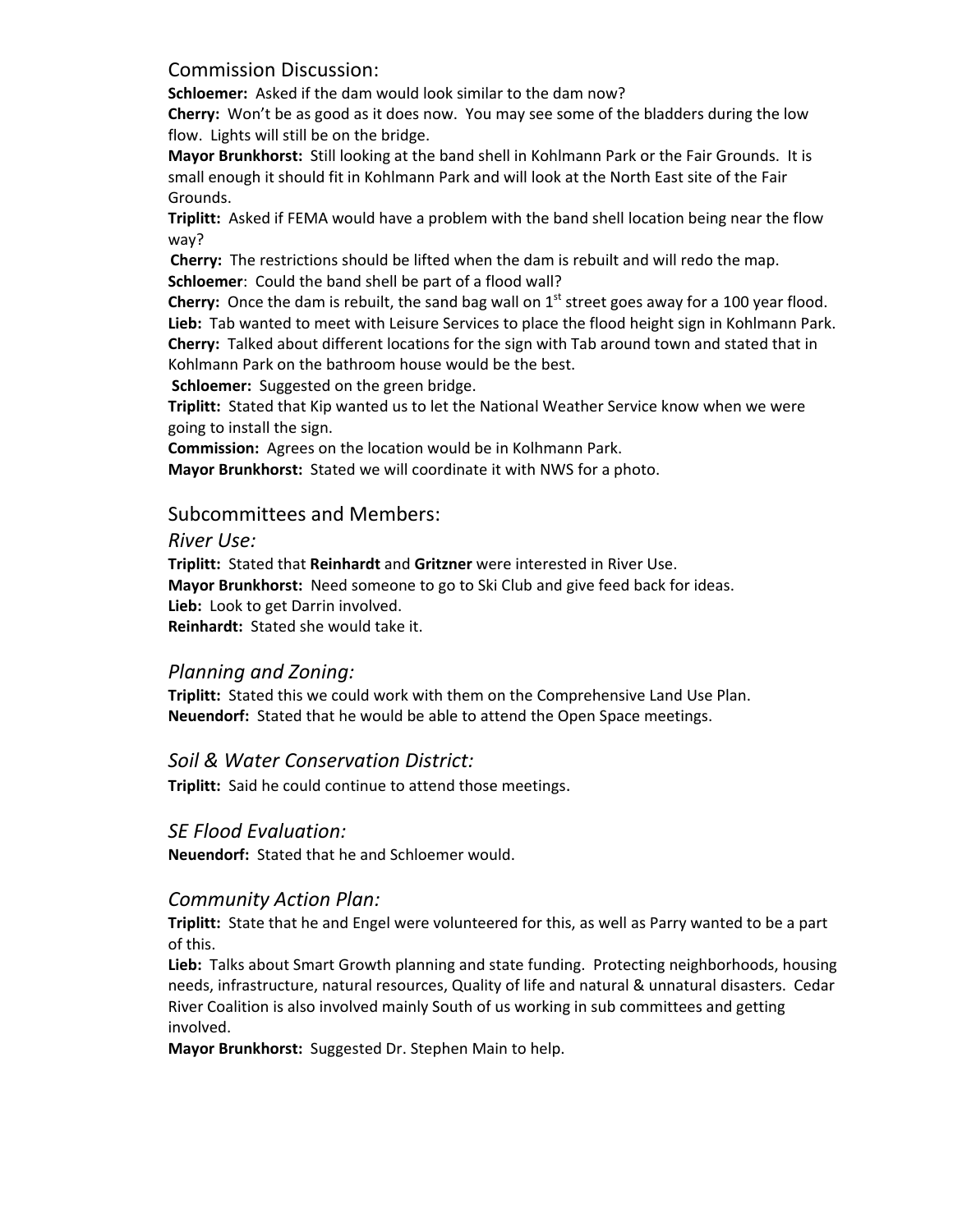## Commission Discussion:

**Schloemer:** Asked if the dam would look similar to the dam now?

**Cherry:** Won't be as good as it does now. You may see some of the bladders during the low flow. Lights will still be on the bridge.

**Mayor Brunkhorst:** Still looking at the band shell in Kohlmann Park or the Fair Grounds. It is small enough it should fit in Kohlmann Park and will look at the North East site of the Fair Grounds.

**Triplitt:** Asked if FEMA would have a problem with the band shell location being near the flow way?

**Cherry:** The restrictions should be lifted when the dam is rebuilt and will redo the map.

**Schloemer**: Could the band shell be part of a flood wall?

**Cherry:** Once the dam is rebuilt, the sand bag wall on 1st street goes away for a 100 year flood.

**Lieb:** Tab wanted to meet with Leisure Services to place the flood height sign in Kohlmann Park.

**Cherry:** Talked about different locations for the sign with Tab around town and stated that in Kohlmann Park on the bathroom house would be the best.

**Schloemer:** Suggested on the green bridge.

**Triplitt:** Stated that Kip wanted us to let the National Weather Service know when we were going to install the sign.

**Commission:** Agrees on the location would be in Kolhmann Park.

**Mayor Brunkhorst:** Stated we will coordinate it with NWS for a photo.

## Subcommittees and Members:

### *River Use:*

**Triplitt:** Stated that **Reinhardt** and **Gritzner** were interested in River Use.

**Mayor Brunkhorst:** Need someone to go to Ski Club and give feed back for ideas.

**Lieb:** Look to get Darrin involved.

**Reinhardt:** Stated she would take it.

### *Planning and Zoning:*

**Triplitt:** Stated this we could work with them on the Comprehensive Land Use Plan.

**Neuendorf:** Stated that he would be able to attend the Open Space meetings.

### *Soil & Water Conservation District:*

**Triplitt:** Said he could continue to attend those meetings.

### *SE Flood Evaluation:*

**Neuendorf:** Stated that he and Schloemer would.

### *Community Action Plan:*

**Triplitt:** State that he and Engel were volunteered for this, as well as Parry wanted to be a part of this.

**Lieb:** Talks about Smart Growth planning and state funding. Protecting neighborhoods, housing needs, infrastructure, natural resources, Quality of life and natural & unnatural disasters. Cedar River Coalition is also involved mainly South of us working in sub committees and getting involved.

**Mayor Brunkhorst:** Suggested Dr. Stephen Main to help.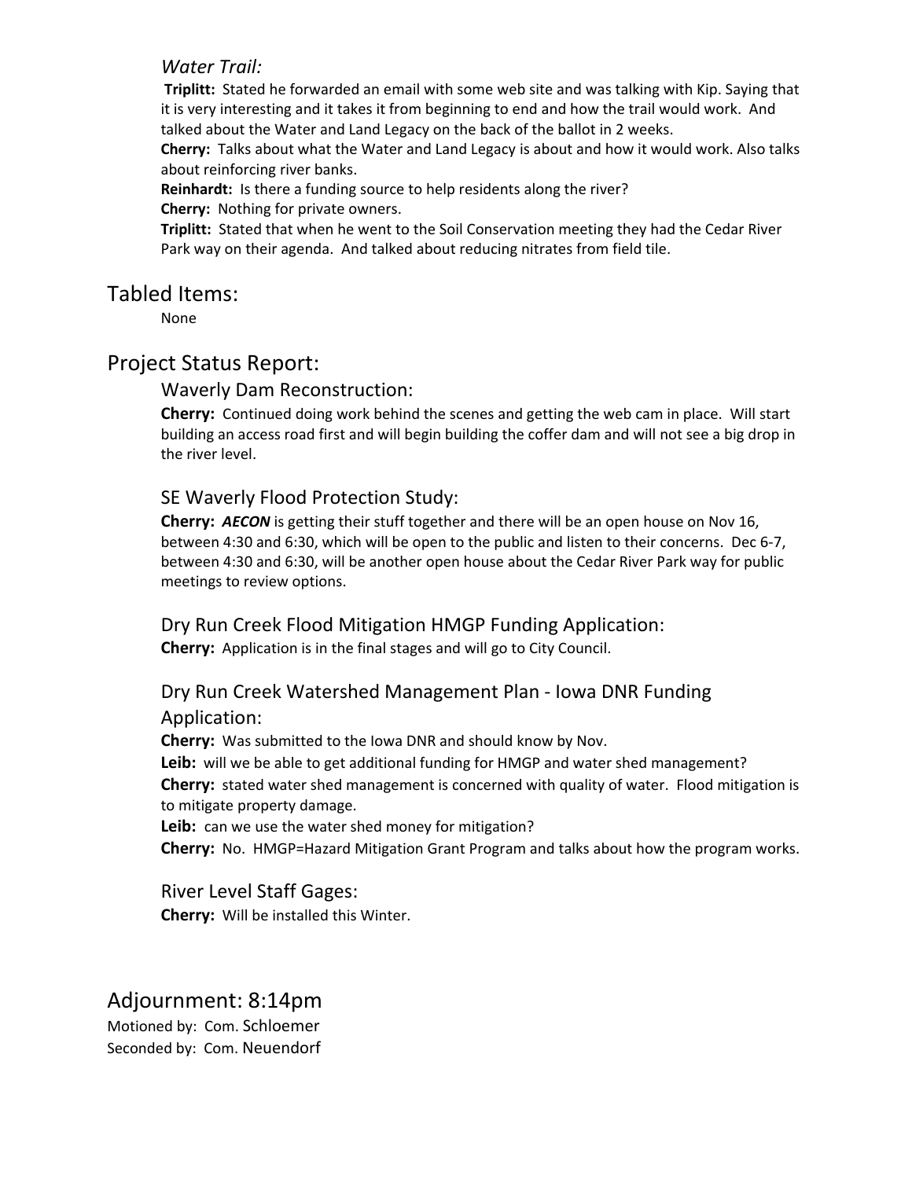*Water Trail:*

**Triplitt:** Stated he forwarded an email with some web site and was talking with Kip. Saying that it is very interesting and it takes it from beginning to end and how the trail would work. And talked about the Water and Land Legacy on the back of the ballot in 2 weeks.

**Cherry:** Talks about what the Water and Land Legacy is about and how it would work. Also talks about reinforcing river banks.

**Reinhardt:** Is there a funding source to help residents along the river?

**Cherry:** Nothing for private owners.

**Triplitt:** Stated that when he went to the Soil Conservation meeting they had the Cedar River Park way on their agenda. And talked about reducing nitrates from field tile.

## Tabled Items:

None

## Project Status Report:

### Waverly Dam Reconstruction:

**Cherry:** Continued doing work behind the scenes and getting the web cam in place. Will start building an access road first and will begin building the coffer dam and will not see a big drop in the river level.

### SE Waverly Flood Protection Study:

**Cherry:** ***AECON*** is getting their stuff together and there will be an open house on Nov 16, between 4:30 and 6:30, which will be open to the public and listen to their concerns. Dec 6-7, between 4:30 and 6:30, will be another open house about the Cedar River Park way for public meetings to review options.

### Dry Run Creek Flood Mitigation HMGP Funding Application:

**Cherry:** Application is in the final stages and will go to City Council.

### Dry Run Creek Watershed Management Plan - Iowa DNR Funding Application:

**Cherry:** Was submitted to the Iowa DNR and should know by Nov.

**Leib:** will we be able to get additional funding for HMGP and water shed management?

**Cherry:** stated water shed management is concerned with quality of water. Flood mitigation is to mitigate property damage.

**Leib:** can we use the water shed money for mitigation?

**Cherry:** No. HMGP=Hazard Mitigation Grant Program and talks about how the program works.

### River Level Staff Gages:

**Cherry:** Will be installed this Winter.

## Adjournment: 8:14pm

Motioned by: Com. Schloemer
Seconded by: Com. Neuendorf